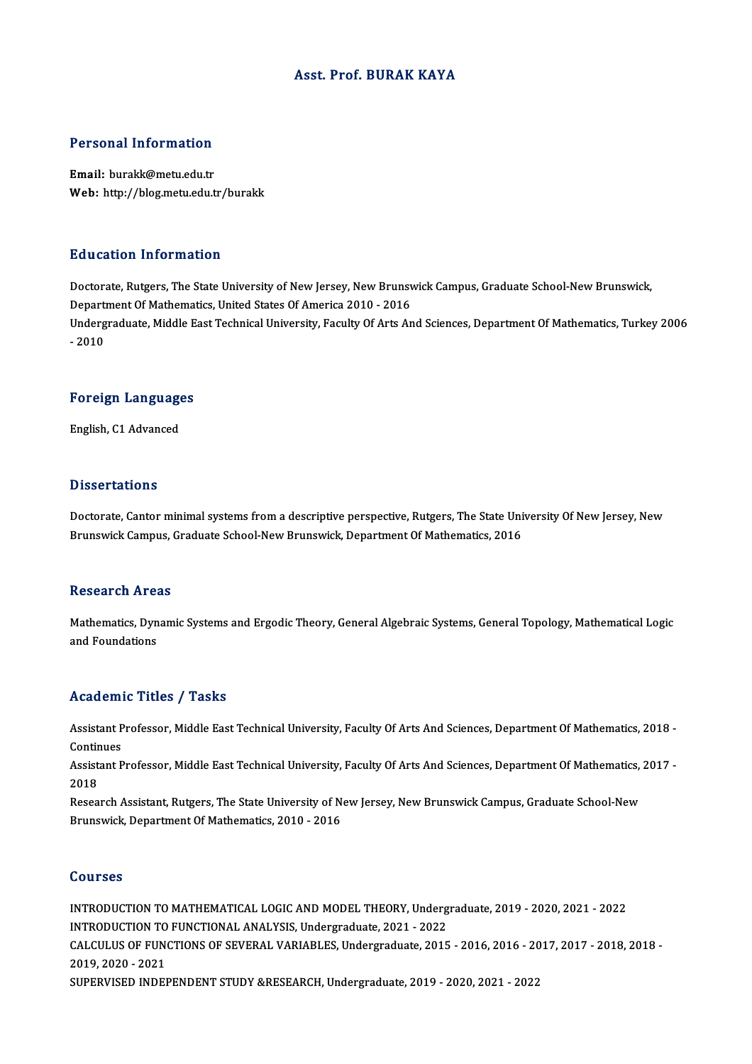# Asst. Prof. BURAK KAYA

## Personal Information

**Email:** burakk@metu.edu.tr
**Web:** http://blog.metu.edu.tr/burakk

## Education Information

Doctorate, Rutgers, The State University of New Jersey, New Brunswick Campus, Graduate School-New Brunswick, Department Of Mathematics, United States Of America 2010 - 2016
Undergraduate, Middle East Technical University, Faculty Of Arts And Sciences, Department Of Mathematics, Turkey 2006 - 2010

## Foreign Languages

English, C1 Advanced

## Dissertations

Doctorate, Cantor minimal systems from a descriptive perspective, Rutgers, The State University Of New Jersey, New Brunswick Campus, Graduate School-New Brunswick, Department Of Mathematics, 2016

## Research Areas

Mathematics, Dynamic Systems and Ergodic Theory, General Algebraic Systems, General Topology, Mathematical Logic and Foundations

## Academic Titles / Tasks

Assistant Professor, Middle East Technical University, Faculty Of Arts And Sciences, Department Of Mathematics, 2018 - Continues
Assistant Professor, Middle East Technical University, Faculty Of Arts And Sciences, Department Of Mathematics, 2017 - 2018
Research Assistant, Rutgers, The State University of New Jersey, New Brunswick Campus, Graduate School-New Brunswick, Department Of Mathematics, 2010 - 2016

## Courses

INTRODUCTION TO MATHEMATICAL LOGIC AND MODEL THEORY, Undergraduate, 2019 - 2020, 2021 - 2022
INTRODUCTION TO FUNCTIONAL ANALYSIS, Undergraduate, 2021 - 2022
CALCULUS OF FUNCTIONS OF SEVERAL VARIABLES, Undergraduate, 2015 - 2016, 2016 - 2017, 2017 - 2018, 2018 - 2019, 2020 - 2021
SUPERVISED INDEPENDENT STUDY &RESEARCH, Undergraduate, 2019 - 2020, 2021 - 2022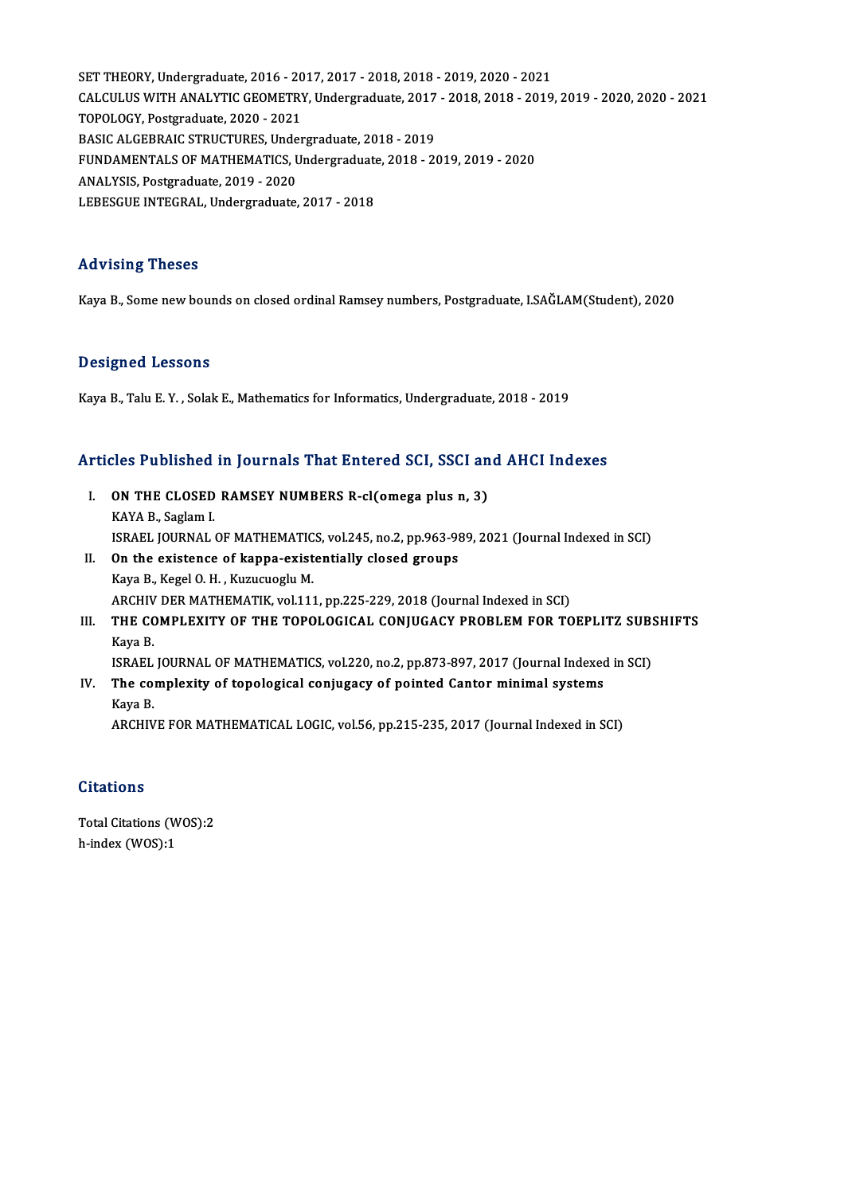SET THEORY, Undergraduate, 2016 - 2017, 2017 - 2018, 2018 - 2019, 2020 - 2021
CALCULUS WITH ANALYTIC GEOMETRY, Undergraduate, 2017 - 2018, 2018 - 2019, 2019 - 2020, 2020 - 2021
TOPOLOGY, Postgraduate, 2020 - 2021
BASIC ALGEBRAIC STRUCTURES, Undergraduate, 2018 - 2019
FUNDAMENTALS OF MATHEMATICS, Undergraduate, 2018 - 2019, 2019 - 2020
ANALYSIS, Postgraduate, 2019 - 2020
LEBESGUE INTEGRAL, Undergraduate, 2017 - 2018

## Advising Theses

Kaya B., Some new bounds on closed ordinal Ramsey numbers, Postgraduate, I.SAĞLAM(Student), 2020

## Designed Lessons

Kaya B., Talu E. Y. , Solak E., Mathematics for Informatics, Undergraduate, 2018 - 2019

## Articles Published in Journals That Entered SCI, SSCI and AHCI Indexes

I. **ON THE CLOSED RAMSEY NUMBERS R-cl(omega plus n, 3)**
   KAYA B., Saglam I.
   ISRAEL JOURNAL OF MATHEMATICS, vol.245, no.2, pp.963-989, 2021 (Journal Indexed in SCI)
II. **On the existence of kappa-existentially closed groups**
   Kaya B., Kegel O. H. , Kuzucuoglu M.
   ARCHIV DER MATHEMATIK, vol.111, pp.225-229, 2018 (Journal Indexed in SCI)
III. **THE COMPLEXITY OF THE TOPOLOGICAL CONJUGACY PROBLEM FOR TOEPLITZ SUBSHIFTS**
   Kaya B.
   ISRAEL JOURNAL OF MATHEMATICS, vol.220, no.2, pp.873-897, 2017 (Journal Indexed in SCI)
IV. **The complexity of topological conjugacy of pointed Cantor minimal systems**
   Kaya B.
   ARCHIVE FOR MATHEMATICAL LOGIC, vol.56, pp.215-235, 2017 (Journal Indexed in SCI)

## Citations

Total Citations (WOS):2
h-index (WOS):1